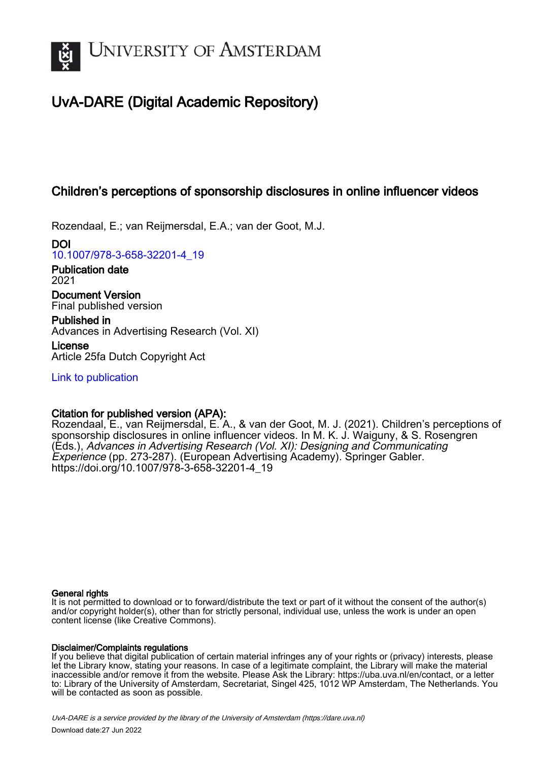# UvA-DARE (Digital Academic Repository)

## Children's perceptions of sponsorship disclosures in online influencer videos

Rozendaal, E.; van Reijmersdal, E.A.; van der Goot, M.J.

**DOI**
10.1007/978-3-658-32201-4_19

**Publication date**
2021

**Document Version**
Final published version

**Published in**
Advances in Advertising Research (Vol. XI)

**License**
Article 25fa Dutch Copyright Act

Link to publication

**Citation for published version (APA):**
Rozendaal, E., van Reijmersdal, E. A., & van der Goot, M. J. (2021). Children's perceptions of sponsorship disclosures in online influencer videos. In M. K. J. Waiguny, & S. Rosengren (Eds.), *Advances in Advertising Research (Vol. XI): Designing and Communicating Experience* (pp. 273-287). (European Advertising Academy). Springer Gabler. https://doi.org/10.1007/978-3-658-32201-4_19

**General rights**
It is not permitted to download or to forward/distribute the text or part of it without the consent of the author(s) and/or copyright holder(s), other than for strictly personal, individual use, unless the work is under an open content license (like Creative Commons).

**Disclaimer/Complaints regulations**
If you believe that digital publication of certain material infringes any of your rights or (privacy) interests, please let the Library know, stating your reasons. In case of a legitimate complaint, the Library will make the material inaccessible and/or remove it from the website. Please Ask the Library: https://uba.uva.nl/en/contact, or a letter to: Library of the University of Amsterdam, Secretariat, Singel 425, 1012 WP Amsterdam, The Netherlands. You will be contacted as soon as possible.

UvA-DARE is a service provided by the library of the University of Amsterdam (https://dare.uva.nl)
Download date:27 Jun 2022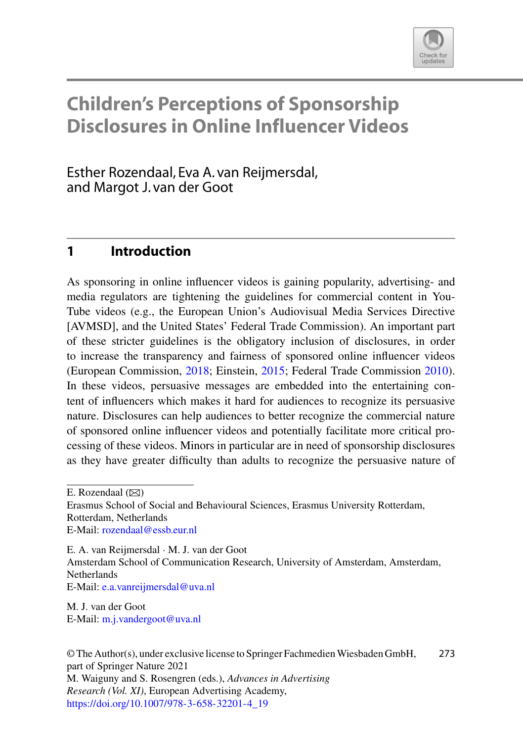# Children's Perceptions of Sponsorship Disclosures in Online Influencer Videos

Esther Rozendaal, Eva A. van Reijmersdal, and Margot J. van der Goot

## 1 Introduction

As sponsoring in online influencer videos is gaining popularity, advertising- and media regulators are tightening the guidelines for commercial content in YouTube videos (e.g., the European Union's Audiovisual Media Services Directive [AVMSD], and the United States' Federal Trade Commission). An important part of these stricter guidelines is the obligatory inclusion of disclosures, in order to increase the transparency and fairness of sponsored online influencer videos (European Commission, 2018; Einstein, 2015; Federal Trade Commission 2010). In these videos, persuasive messages are embedded into the entertaining content of influencers which makes it hard for audiences to recognize its persuasive nature. Disclosures can help audiences to better recognize the commercial nature of sponsored online influencer videos and potentially facilitate more critical processing of these videos. Minors in particular are in need of sponsorship disclosures as they have greater difficulty than adults to recognize the persuasive nature of

---

E. Rozendaal (✉)
Erasmus School of Social and Behavioural Sciences, Erasmus University Rotterdam, Rotterdam, Netherlands
E-Mail: rozendaal@essb.eur.nl

E. A. van Reijmersdal · M. J. van der Goot
Amsterdam School of Communication Research, University of Amsterdam, Amsterdam, Netherlands
E-Mail: e.a.vanreijmersdal@uva.nl

M. J. van der Goot
E-Mail: m.j.vandergoot@uva.nl

© The Author(s), under exclusive license to Springer Fachmedien Wiesbaden GmbH, part of Springer Nature 2021
M. Waiguny and S. Rosengren (eds.), *Advances in Advertising Research (Vol. XI)*, European Advertising Academy,
https://doi.org/10.1007/978-3-658-32201-4_19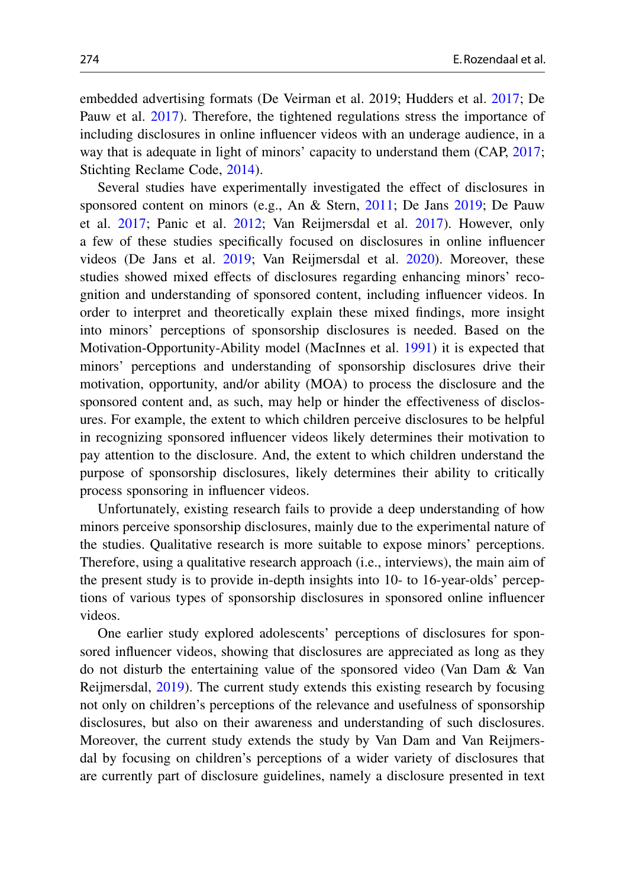embedded advertising formats (De Veirman et al. 2019; Hudders et al. 2017; De Pauw et al. 2017). Therefore, the tightened regulations stress the importance of including disclosures in online influencer videos with an underage audience, in a way that is adequate in light of minors' capacity to understand them (CAP, 2017; Stichting Reclame Code, 2014).

Several studies have experimentally investigated the effect of disclosures in sponsored content on minors (e.g., An & Stern, 2011; De Jans 2019; De Pauw et al. 2017; Panic et al. 2012; Van Reijmersdal et al. 2017). However, only a few of these studies specifically focused on disclosures in online influencer videos (De Jans et al. 2019; Van Reijmersdal et al. 2020). Moreover, these studies showed mixed effects of disclosures regarding enhancing minors' recognition and understanding of sponsored content, including influencer videos. In order to interpret and theoretically explain these mixed findings, more insight into minors' perceptions of sponsorship disclosures is needed. Based on the Motivation-Opportunity-Ability model (MacInnes et al. 1991) it is expected that minors' perceptions and understanding of sponsorship disclosures drive their motivation, opportunity, and/or ability (MOA) to process the disclosure and the sponsored content and, as such, may help or hinder the effectiveness of disclosures. For example, the extent to which children perceive disclosures to be helpful in recognizing sponsored influencer videos likely determines their motivation to pay attention to the disclosure. And, the extent to which children understand the purpose of sponsorship disclosures, likely determines their ability to critically process sponsoring in influencer videos.

Unfortunately, existing research fails to provide a deep understanding of how minors perceive sponsorship disclosures, mainly due to the experimental nature of the studies. Qualitative research is more suitable to expose minors' perceptions. Therefore, using a qualitative research approach (i.e., interviews), the main aim of the present study is to provide in-depth insights into 10- to 16-year-olds' perceptions of various types of sponsorship disclosures in sponsored online influencer videos.

One earlier study explored adolescents' perceptions of disclosures for sponsored influencer videos, showing that disclosures are appreciated as long as they do not disturb the entertaining value of the sponsored video (Van Dam & Van Reijmersdal, 2019). The current study extends this existing research by focusing not only on children's perceptions of the relevance and usefulness of sponsorship disclosures, but also on their awareness and understanding of such disclosures. Moreover, the current study extends the study by Van Dam and Van Reijmersdal by focusing on children's perceptions of a wider variety of disclosures that are currently part of disclosure guidelines, namely a disclosure presented in text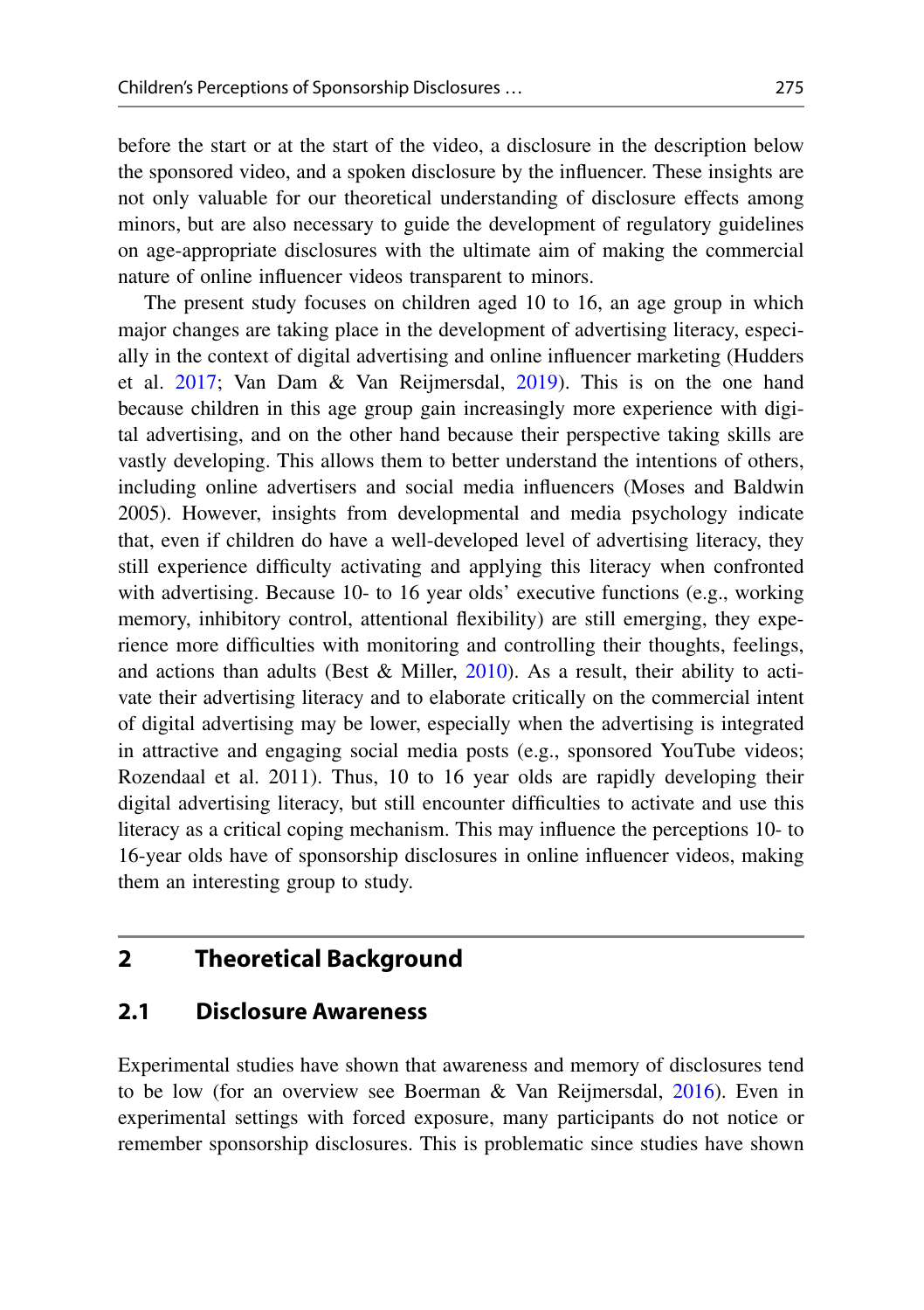before the start or at the start of the video, a disclosure in the description below the sponsored video, and a spoken disclosure by the influencer. These insights are not only valuable for our theoretical understanding of disclosure effects among minors, but are also necessary to guide the development of regulatory guidelines on age-appropriate disclosures with the ultimate aim of making the commercial nature of online influencer videos transparent to minors.

The present study focuses on children aged 10 to 16, an age group in which major changes are taking place in the development of advertising literacy, especially in the context of digital advertising and online influencer marketing (Hudders et al. 2017; Van Dam & Van Reijmersdal, 2019). This is on the one hand because children in this age group gain increasingly more experience with digital advertising, and on the other hand because their perspective taking skills are vastly developing. This allows them to better understand the intentions of others, including online advertisers and social media influencers (Moses and Baldwin 2005). However, insights from developmental and media psychology indicate that, even if children do have a well-developed level of advertising literacy, they still experience difficulty activating and applying this literacy when confronted with advertising. Because 10- to 16 year olds' executive functions (e.g., working memory, inhibitory control, attentional flexibility) are still emerging, they experience more difficulties with monitoring and controlling their thoughts, feelings, and actions than adults (Best & Miller, 2010). As a result, their ability to activate their advertising literacy and to elaborate critically on the commercial intent of digital advertising may be lower, especially when the advertising is integrated in attractive and engaging social media posts (e.g., sponsored YouTube videos; Rozendaal et al. 2011). Thus, 10 to 16 year olds are rapidly developing their digital advertising literacy, but still encounter difficulties to activate and use this literacy as a critical coping mechanism. This may influence the perceptions 10- to 16-year olds have of sponsorship disclosures in online influencer videos, making them an interesting group to study.

## 2 Theoretical Background

### 2.1 Disclosure Awareness

Experimental studies have shown that awareness and memory of disclosures tend to be low (for an overview see Boerman & Van Reijmersdal, 2016). Even in experimental settings with forced exposure, many participants do not notice or remember sponsorship disclosures. This is problematic since studies have shown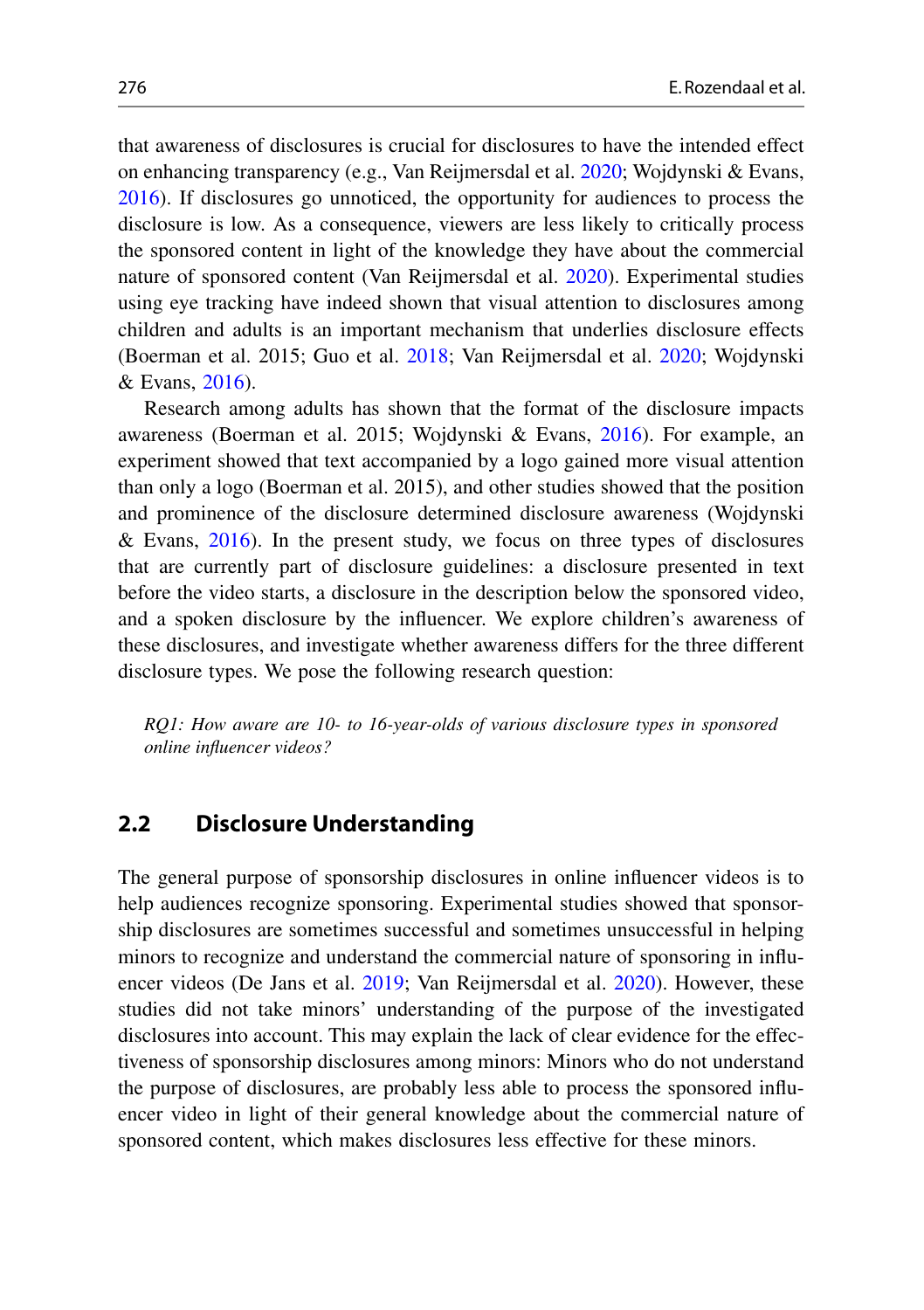that awareness of disclosures is crucial for disclosures to have the intended effect on enhancing transparency (e.g., Van Reijmersdal et al. 2020; Wojdynski & Evans, 2016). If disclosures go unnoticed, the opportunity for audiences to process the disclosure is low. As a consequence, viewers are less likely to critically process the sponsored content in light of the knowledge they have about the commercial nature of sponsored content (Van Reijmersdal et al. 2020). Experimental studies using eye tracking have indeed shown that visual attention to disclosures among children and adults is an important mechanism that underlies disclosure effects (Boerman et al. 2015; Guo et al. 2018; Van Reijmersdal et al. 2020; Wojdynski & Evans, 2016).

Research among adults has shown that the format of the disclosure impacts awareness (Boerman et al. 2015; Wojdynski & Evans, 2016). For example, an experiment showed that text accompanied by a logo gained more visual attention than only a logo (Boerman et al. 2015), and other studies showed that the position and prominence of the disclosure determined disclosure awareness (Wojdynski & Evans, 2016). In the present study, we focus on three types of disclosures that are currently part of disclosure guidelines: a disclosure presented in text before the video starts, a disclosure in the description below the sponsored video, and a spoken disclosure by the influencer. We explore children's awareness of these disclosures, and investigate whether awareness differs for the three different disclosure types. We pose the following research question:

*RQ1: How aware are 10- to 16-year-olds of various disclosure types in sponsored online influencer videos?*

## 2.2 Disclosure Understanding

The general purpose of sponsorship disclosures in online influencer videos is to help audiences recognize sponsoring. Experimental studies showed that sponsorship disclosures are sometimes successful and sometimes unsuccessful in helping minors to recognize and understand the commercial nature of sponsoring in influencer videos (De Jans et al. 2019; Van Reijmersdal et al. 2020). However, these studies did not take minors' understanding of the purpose of the investigated disclosures into account. This may explain the lack of clear evidence for the effectiveness of sponsorship disclosures among minors: Minors who do not understand the purpose of disclosures, are probably less able to process the sponsored influencer video in light of their general knowledge about the commercial nature of sponsored content, which makes disclosures less effective for these minors.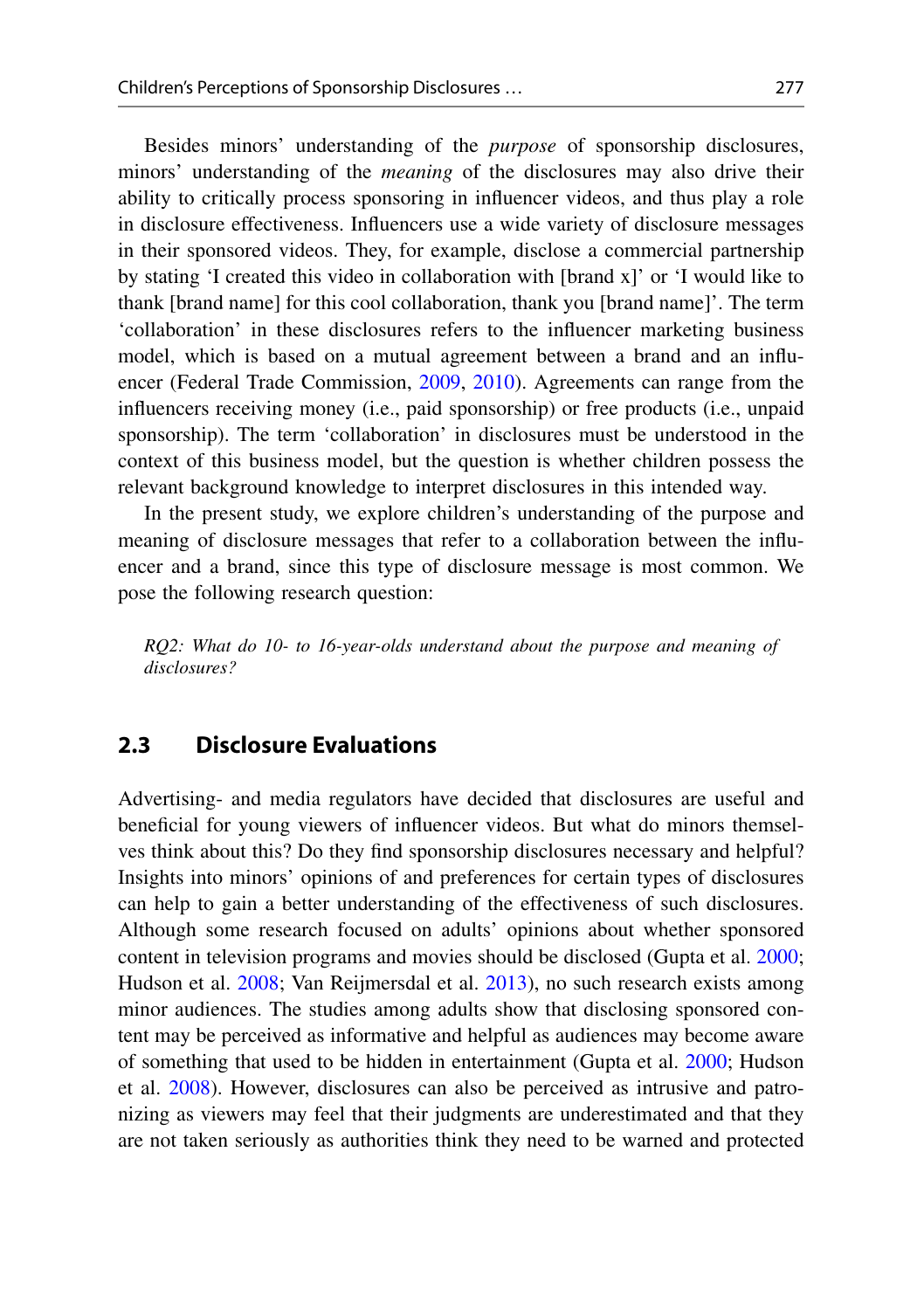Besides minors' understanding of the *purpose* of sponsorship disclosures, minors' understanding of the *meaning* of the disclosures may also drive their ability to critically process sponsoring in influencer videos, and thus play a role in disclosure effectiveness. Influencers use a wide variety of disclosure messages in their sponsored videos. They, for example, disclose a commercial partnership by stating 'I created this video in collaboration with [brand x]' or 'I would like to thank [brand name] for this cool collaboration, thank you [brand name]'. The term 'collaboration' in these disclosures refers to the influencer marketing business model, which is based on a mutual agreement between a brand and an influencer (Federal Trade Commission, 2009, 2010). Agreements can range from the influencers receiving money (i.e., paid sponsorship) or free products (i.e., unpaid sponsorship). The term 'collaboration' in disclosures must be understood in the context of this business model, but the question is whether children possess the relevant background knowledge to interpret disclosures in this intended way.

In the present study, we explore children's understanding of the purpose and meaning of disclosure messages that refer to a collaboration between the influencer and a brand, since this type of disclosure message is most common. We pose the following research question:

*RQ2: What do 10- to 16-year-olds understand about the purpose and meaning of disclosures?*

## 2.3 Disclosure Evaluations

Advertising- and media regulators have decided that disclosures are useful and beneficial for young viewers of influencer videos. But what do minors themselves think about this? Do they find sponsorship disclosures necessary and helpful? Insights into minors' opinions of and preferences for certain types of disclosures can help to gain a better understanding of the effectiveness of such disclosures. Although some research focused on adults' opinions about whether sponsored content in television programs and movies should be disclosed (Gupta et al. 2000; Hudson et al. 2008; Van Reijmersdal et al. 2013), no such research exists among minor audiences. The studies among adults show that disclosing sponsored content may be perceived as informative and helpful as audiences may become aware of something that used to be hidden in entertainment (Gupta et al. 2000; Hudson et al. 2008). However, disclosures can also be perceived as intrusive and patronizing as viewers may feel that their judgments are underestimated and that they are not taken seriously as authorities think they need to be warned and protected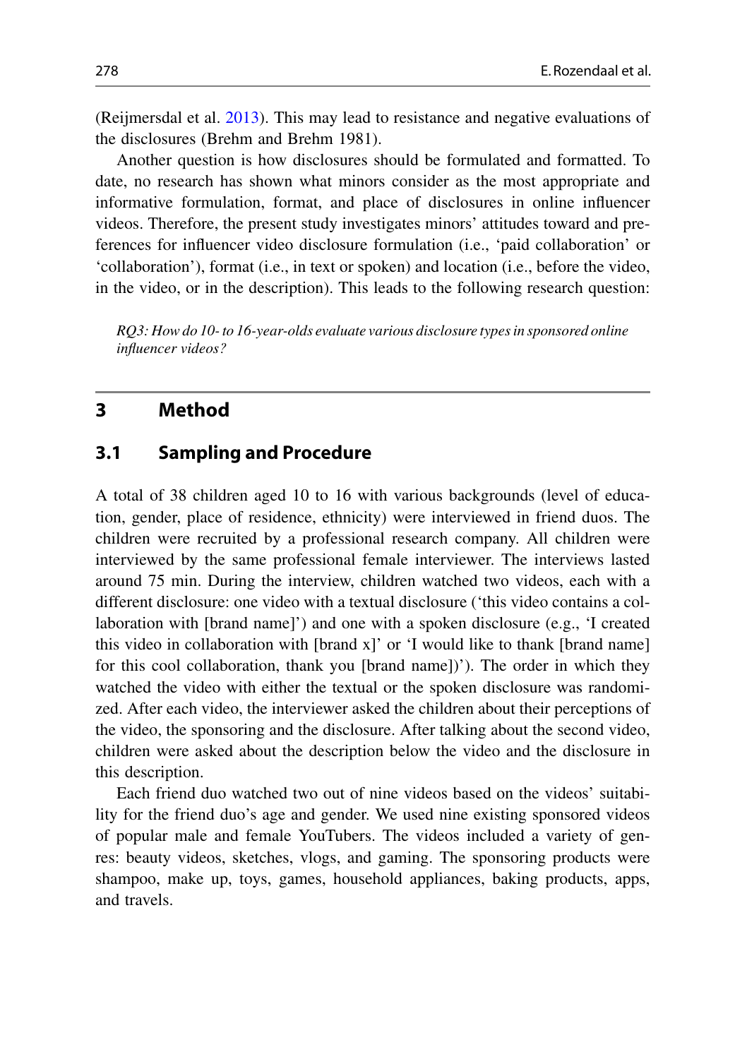(Reijmersdal et al. 2013). This may lead to resistance and negative evaluations of the disclosures (Brehm and Brehm 1981).

Another question is how disclosures should be formulated and formatted. To date, no research has shown what minors consider as the most appropriate and informative formulation, format, and place of disclosures in online influencer videos. Therefore, the present study investigates minors' attitudes toward and preferences for influencer video disclosure formulation (i.e., 'paid collaboration' or 'collaboration'), format (i.e., in text or spoken) and location (i.e., before the video, in the video, or in the description). This leads to the following research question:

*RQ3: How do 10- to 16-year-olds evaluate various disclosure types in sponsored online influencer videos?*

## 3 Method

### 3.1 Sampling and Procedure

A total of 38 children aged 10 to 16 with various backgrounds (level of education, gender, place of residence, ethnicity) were interviewed in friend duos. The children were recruited by a professional research company. All children were interviewed by the same professional female interviewer. The interviews lasted around 75 min. During the interview, children watched two videos, each with a different disclosure: one video with a textual disclosure ('this video contains a collaboration with [brand name]') and one with a spoken disclosure (e.g., 'I created this video in collaboration with [brand x]' or 'I would like to thank [brand name] for this cool collaboration, thank you [brand name])'). The order in which they watched the video with either the textual or the spoken disclosure was randomized. After each video, the interviewer asked the children about their perceptions of the video, the sponsoring and the disclosure. After talking about the second video, children were asked about the description below the video and the disclosure in this description.

Each friend duo watched two out of nine videos based on the videos' suitability for the friend duo's age and gender. We used nine existing sponsored videos of popular male and female YouTubers. The videos included a variety of genres: beauty videos, sketches, vlogs, and gaming. The sponsoring products were shampoo, make up, toys, games, household appliances, baking products, apps, and travels.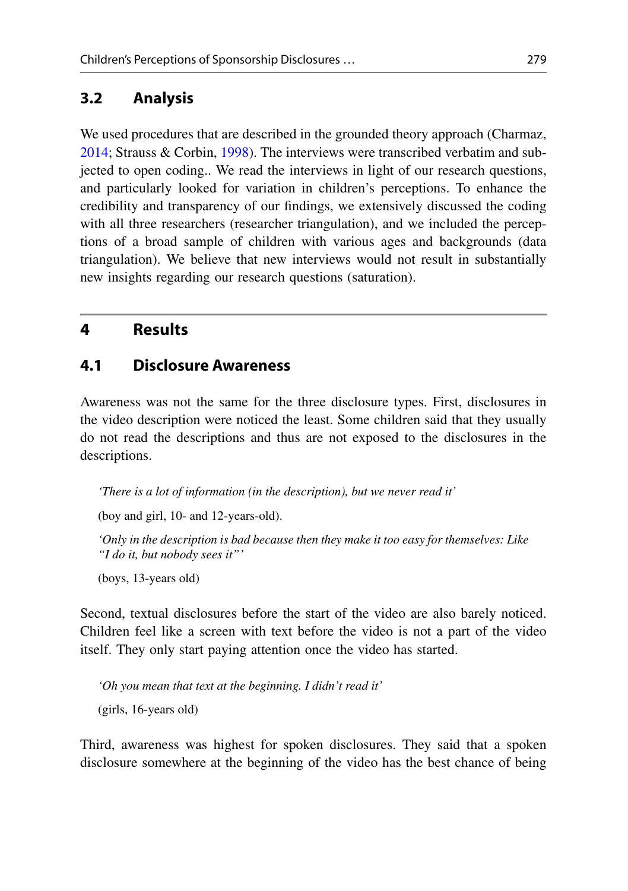### 3.2 Analysis

We used procedures that are described in the grounded theory approach (Charmaz, 2014; Strauss & Corbin, 1998). The interviews were transcribed verbatim and subjected to open coding.. We read the interviews in light of our research questions, and particularly looked for variation in children's perceptions. To enhance the credibility and transparency of our findings, we extensively discussed the coding with all three researchers (researcher triangulation), and we included the perceptions of a broad sample of children with various ages and backgrounds (data triangulation). We believe that new interviews would not result in substantially new insights regarding our research questions (saturation).

## 4 Results

### 4.1 Disclosure Awareness

Awareness was not the same for the three disclosure types. First, disclosures in the video description were noticed the least. Some children said that they usually do not read the descriptions and thus are not exposed to the disclosures in the descriptions.

> *'There is a lot of information (in the description), but we never read it'*
>
> (boy and girl, 10- and 12-years-old).
>
> *'Only in the description is bad because then they make it too easy for themselves: Like "I do it, but nobody sees it"'*
>
> (boys, 13-years old)

Second, textual disclosures before the start of the video are also barely noticed. Children feel like a screen with text before the video is not a part of the video itself. They only start paying attention once the video has started.

> *'Oh you mean that text at the beginning. I didn't read it'*
>
> (girls, 16-years old)

Third, awareness was highest for spoken disclosures. They said that a spoken disclosure somewhere at the beginning of the video has the best chance of being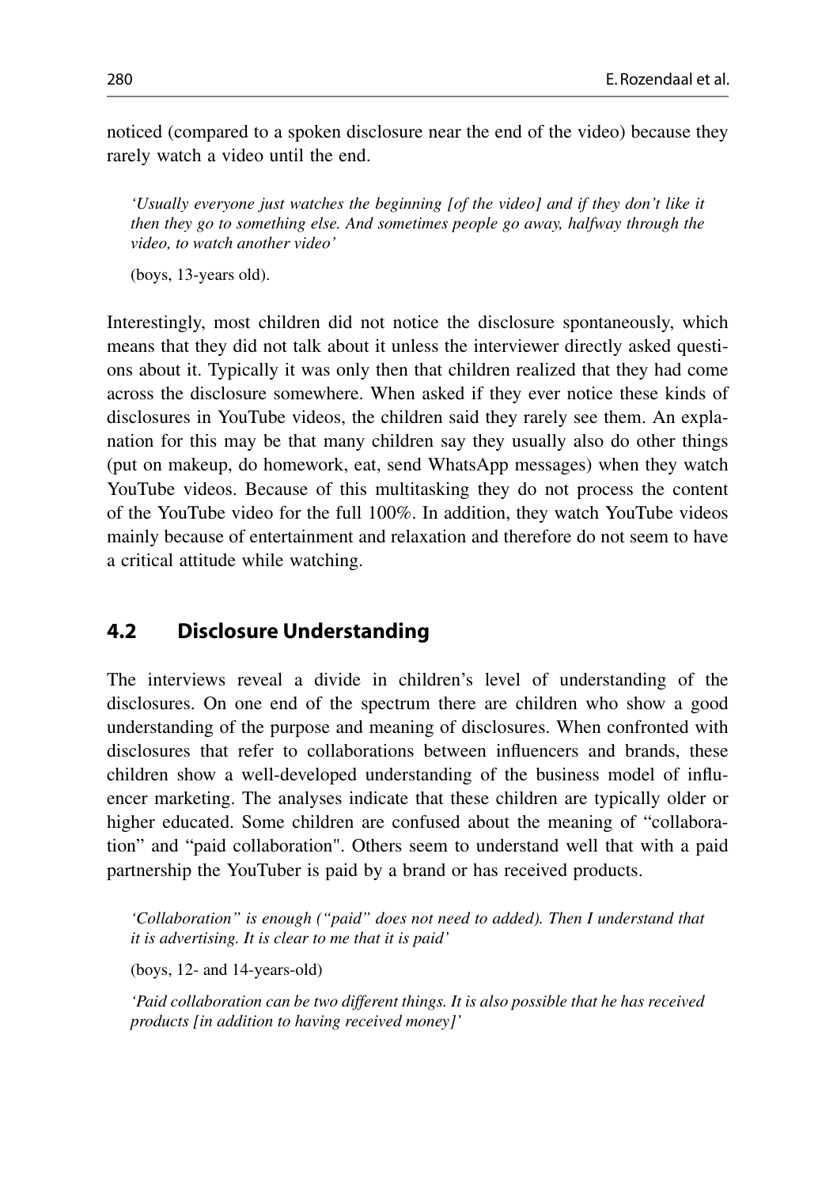noticed (compared to a spoken disclosure near the end of the video) because they rarely watch a video until the end.

> *'Usually everyone just watches the beginning [of the video] and if they don't like it then they go to something else. And sometimes people go away, halfway through the video, to watch another video'*
>
> (boys, 13-years old).

Interestingly, most children did not notice the disclosure spontaneously, which means that they did not talk about it unless the interviewer directly asked questions about it. Typically it was only then that children realized that they had come across the disclosure somewhere. When asked if they ever notice these kinds of disclosures in YouTube videos, the children said they rarely see them. An explanation for this may be that many children say they usually also do other things (put on makeup, do homework, eat, send WhatsApp messages) when they watch YouTube videos. Because of this multitasking they do not process the content of the YouTube video for the full 100%. In addition, they watch YouTube videos mainly because of entertainment and relaxation and therefore do not seem to have a critical attitude while watching.

## 4.2 Disclosure Understanding

The interviews reveal a divide in children's level of understanding of the disclosures. On one end of the spectrum there are children who show a good understanding of the purpose and meaning of disclosures. When confronted with disclosures that refer to collaborations between influencers and brands, these children show a well-developed understanding of the business model of influencer marketing. The analyses indicate that these children are typically older or higher educated. Some children are confused about the meaning of "collaboration" and "paid collaboration". Others seem to understand well that with a paid partnership the YouTuber is paid by a brand or has received products.

> *'Collaboration" is enough ("paid" does not need to added). Then I understand that it is advertising. It is clear to me that it is paid'*
>
> (boys, 12- and 14-years-old)
>
> *'Paid collaboration can be two different things. It is also possible that he has received products [in addition to having received money]'*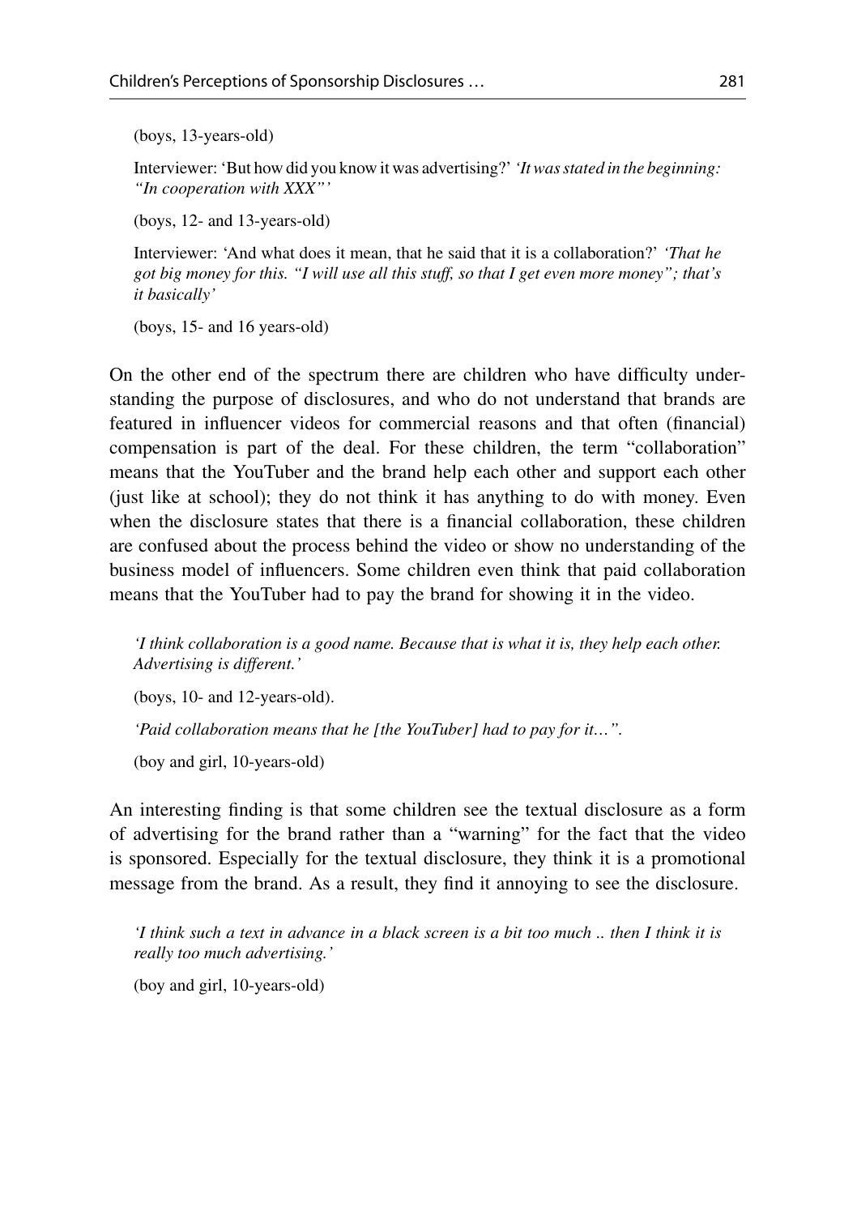(boys, 13-years-old)

Interviewer: 'But how did you know it was advertising?' *'It was stated in the beginning: "In cooperation with XXX"'*

(boys, 12- and 13-years-old)

Interviewer: 'And what does it mean, that he said that it is a collaboration?' *'That he got big money for this. "I will use all this stuff, so that I get even more money"; that's it basically'*

(boys, 15- and 16 years-old)

On the other end of the spectrum there are children who have difficulty understanding the purpose of disclosures, and who do not understand that brands are featured in influencer videos for commercial reasons and that often (financial) compensation is part of the deal. For these children, the term "collaboration" means that the YouTuber and the brand help each other and support each other (just like at school); they do not think it has anything to do with money. Even when the disclosure states that there is a financial collaboration, these children are confused about the process behind the video or show no understanding of the business model of influencers. Some children even think that paid collaboration means that the YouTuber had to pay the brand for showing it in the video.

*'I think collaboration is a good name. Because that is what it is, they help each other. Advertising is different.'*

(boys, 10- and 12-years-old).

*'Paid collaboration means that he [the YouTuber] had to pay for it…".*

(boy and girl, 10-years-old)

An interesting finding is that some children see the textual disclosure as a form of advertising for the brand rather than a "warning" for the fact that the video is sponsored. Especially for the textual disclosure, they think it is a promotional message from the brand. As a result, they find it annoying to see the disclosure.

*'I think such a text in advance in a black screen is a bit too much .. then I think it is really too much advertising.'*

(boy and girl, 10-years-old)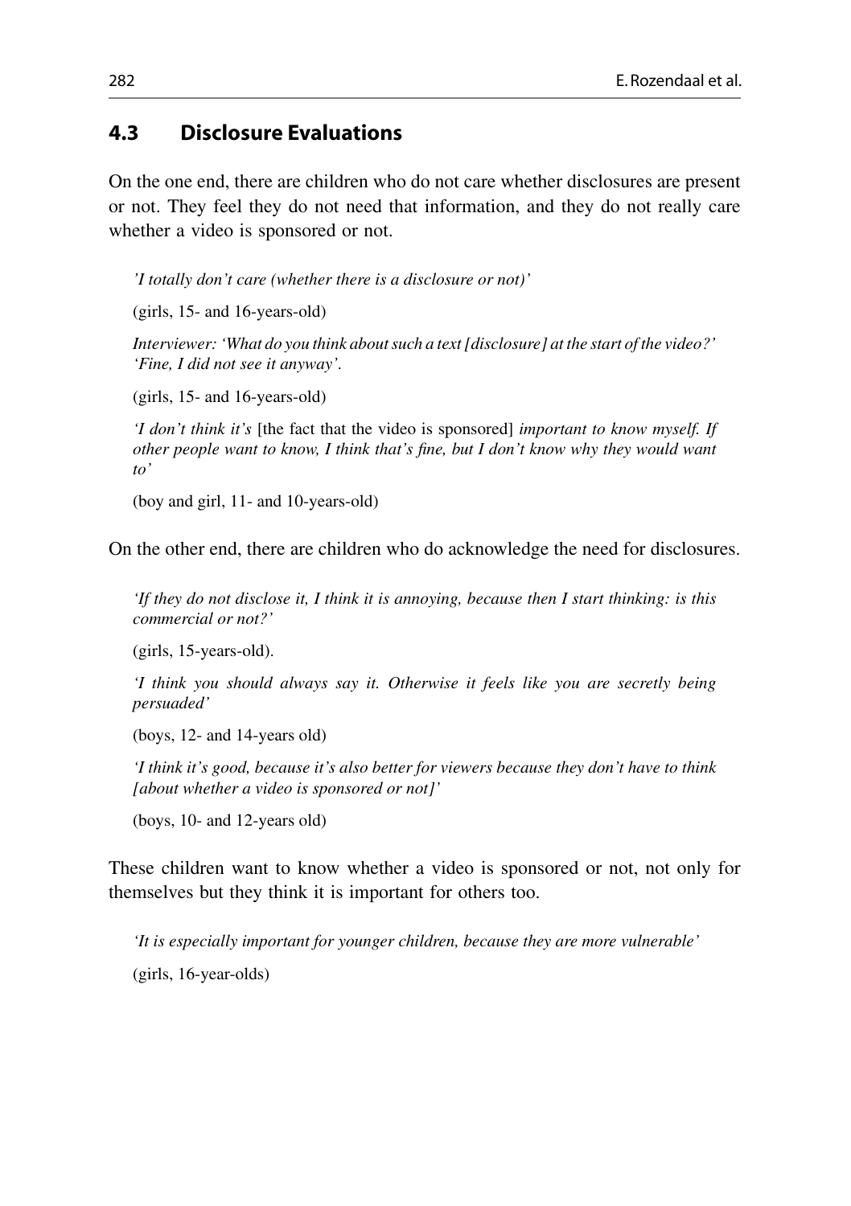### 4.3 Disclosure Evaluations

On the one end, there are children who do not care whether disclosures are present or not. They feel they do not need that information, and they do not really care whether a video is sponsored or not.

> *'I totally don't care (whether there is a disclosure or not)'*
>
> (girls, 15- and 16-years-old)
>
> *Interviewer: 'What do you think about such a text [disclosure] at the start of the video?' 'Fine, I did not see it anyway'.*
>
> (girls, 15- and 16-years-old)
>
> *'I don't think it's* [the fact that the video is sponsored] *important to know myself. If other people want to know, I think that's fine, but I don't know why they would want to'*
>
> (boy and girl, 11- and 10-years-old)

On the other end, there are children who do acknowledge the need for disclosures.

> *'If they do not disclose it, I think it is annoying, because then I start thinking: is this commercial or not?'*
>
> (girls, 15-years-old).
>
> *'I think you should always say it. Otherwise it feels like you are secretly being persuaded'*
>
> (boys, 12- and 14-years old)
>
> *'I think it's good, because it's also better for viewers because they don't have to think [about whether a video is sponsored or not]'*
>
> (boys, 10- and 12-years old)

These children want to know whether a video is sponsored or not, not only for themselves but they think it is important for others too.

> *'It is especially important for younger children, because they are more vulnerable'*
>
> (girls, 16-year-olds)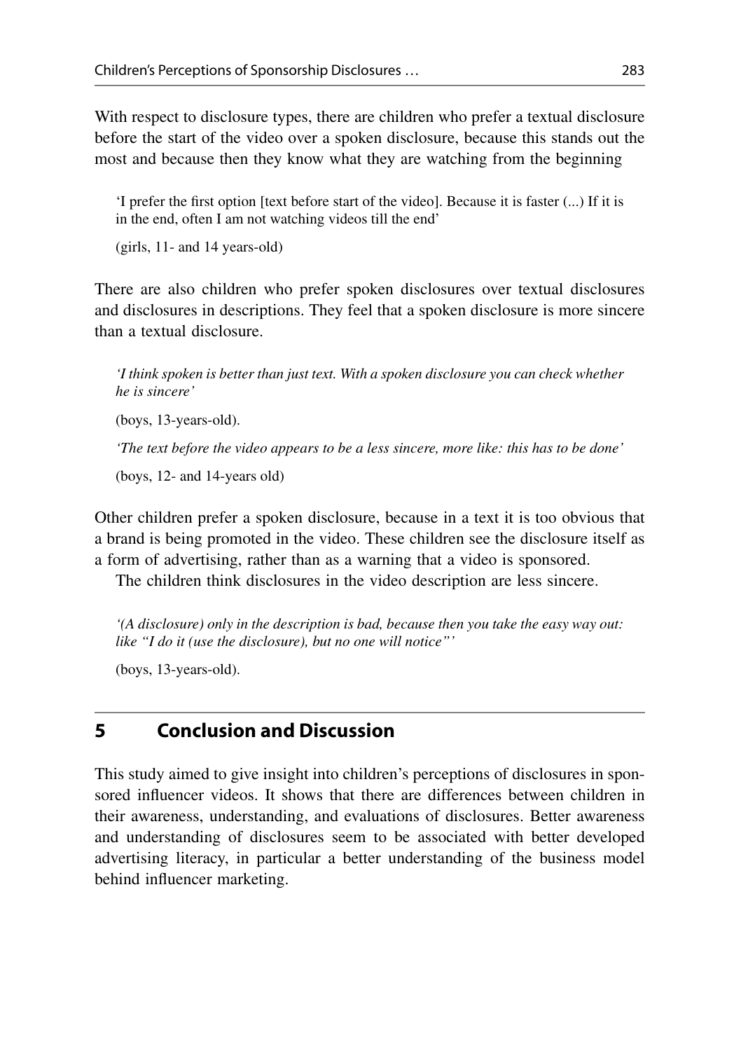With respect to disclosure types, there are children who prefer a textual disclosure before the start of the video over a spoken disclosure, because this stands out the most and because then they know what they are watching from the beginning

> 'I prefer the first option [text before start of the video]. Because it is faster (...) If it is in the end, often I am not watching videos till the end'
>
> (girls, 11- and 14 years-old)

There are also children who prefer spoken disclosures over textual disclosures and disclosures in descriptions. They feel that a spoken disclosure is more sincere than a textual disclosure.

> *'I think spoken is better than just text. With a spoken disclosure you can check whether he is sincere'*
>
> (boys, 13-years-old).
>
> *'The text before the video appears to be a less sincere, more like: this has to be done'*
>
> (boys, 12- and 14-years old)

Other children prefer a spoken disclosure, because in a text it is too obvious that a brand is being promoted in the video. These children see the disclosure itself as a form of advertising, rather than as a warning that a video is sponsored.

The children think disclosures in the video description are less sincere.

> *'(A disclosure) only in the description is bad, because then you take the easy way out: like "I do it (use the disclosure), but no one will notice"'*
>
> (boys, 13-years-old).

## 5 Conclusion and Discussion

This study aimed to give insight into children's perceptions of disclosures in sponsored influencer videos. It shows that there are differences between children in their awareness, understanding, and evaluations of disclosures. Better awareness and understanding of disclosures seem to be associated with better developed advertising literacy, in particular a better understanding of the business model behind influencer marketing.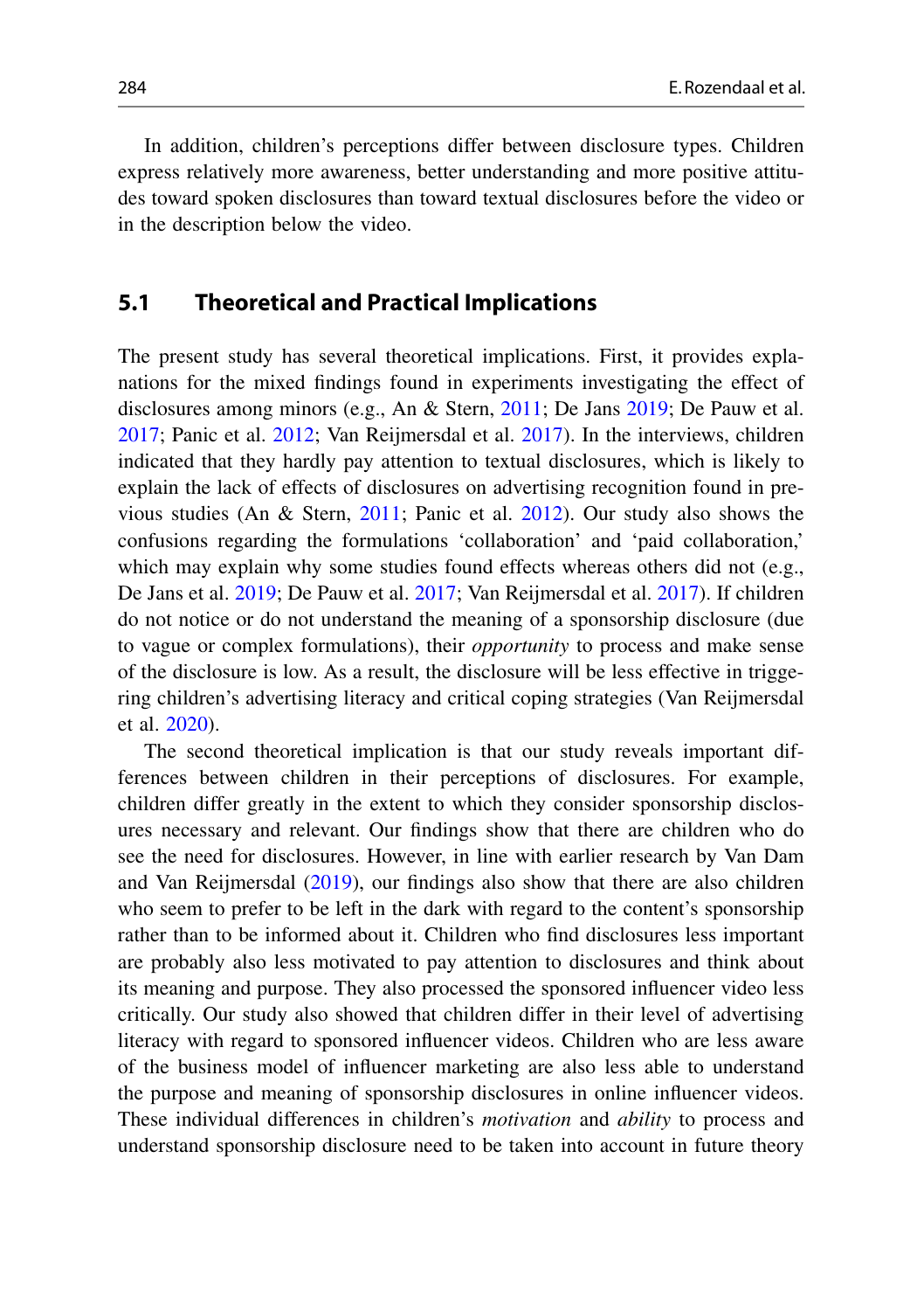In addition, children's perceptions differ between disclosure types. Children express relatively more awareness, better understanding and more positive attitudes toward spoken disclosures than toward textual disclosures before the video or in the description below the video.

## 5.1 Theoretical and Practical Implications

The present study has several theoretical implications. First, it provides explanations for the mixed findings found in experiments investigating the effect of disclosures among minors (e.g., An & Stern, 2011; De Jans 2019; De Pauw et al. 2017; Panic et al. 2012; Van Reijmersdal et al. 2017). In the interviews, children indicated that they hardly pay attention to textual disclosures, which is likely to explain the lack of effects of disclosures on advertising recognition found in previous studies (An & Stern, 2011; Panic et al. 2012). Our study also shows the confusions regarding the formulations 'collaboration' and 'paid collaboration,' which may explain why some studies found effects whereas others did not (e.g., De Jans et al. 2019; De Pauw et al. 2017; Van Reijmersdal et al. 2017). If children do not notice or do not understand the meaning of a sponsorship disclosure (due to vague or complex formulations), their *opportunity* to process and make sense of the disclosure is low. As a result, the disclosure will be less effective in triggering children's advertising literacy and critical coping strategies (Van Reijmersdal et al. 2020).

The second theoretical implication is that our study reveals important differences between children in their perceptions of disclosures. For example, children differ greatly in the extent to which they consider sponsorship disclosures necessary and relevant. Our findings show that there are children who do see the need for disclosures. However, in line with earlier research by Van Dam and Van Reijmersdal (2019), our findings also show that there are also children who seem to prefer to be left in the dark with regard to the content's sponsorship rather than to be informed about it. Children who find disclosures less important are probably also less motivated to pay attention to disclosures and think about its meaning and purpose. They also processed the sponsored influencer video less critically. Our study also showed that children differ in their level of advertising literacy with regard to sponsored influencer videos. Children who are less aware of the business model of influencer marketing are also less able to understand the purpose and meaning of sponsorship disclosures in online influencer videos. These individual differences in children's *motivation* and *ability* to process and understand sponsorship disclosure need to be taken into account in future theory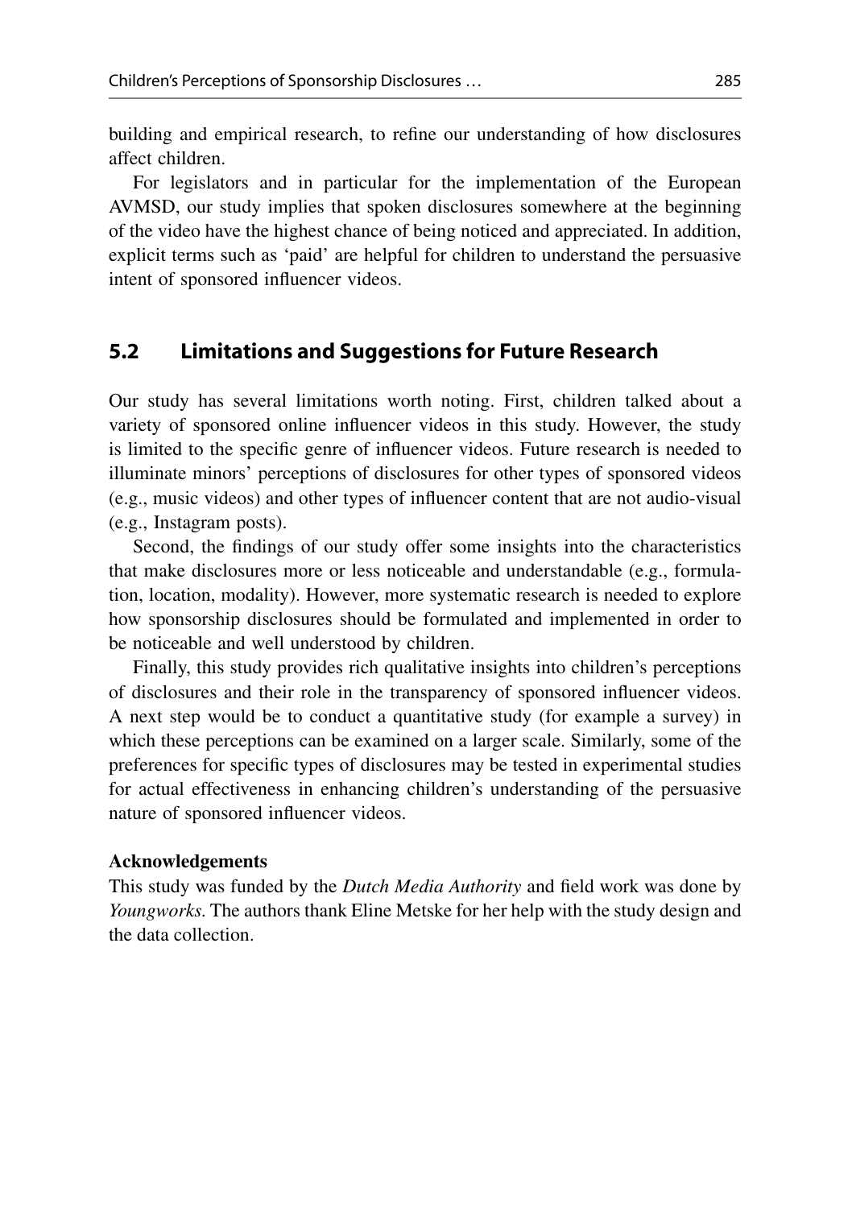building and empirical research, to refine our understanding of how disclosures affect children.

For legislators and in particular for the implementation of the European AVMSD, our study implies that spoken disclosures somewhere at the beginning of the video have the highest chance of being noticed and appreciated. In addition, explicit terms such as 'paid' are helpful for children to understand the persuasive intent of sponsored influencer videos.

## 5.2 Limitations and Suggestions for Future Research

Our study has several limitations worth noting. First, children talked about a variety of sponsored online influencer videos in this study. However, the study is limited to the specific genre of influencer videos. Future research is needed to illuminate minors' perceptions of disclosures for other types of sponsored videos (e.g., music videos) and other types of influencer content that are not audio-visual (e.g., Instagram posts).

Second, the findings of our study offer some insights into the characteristics that make disclosures more or less noticeable and understandable (e.g., formulation, location, modality). However, more systematic research is needed to explore how sponsorship disclosures should be formulated and implemented in order to be noticeable and well understood by children.

Finally, this study provides rich qualitative insights into children's perceptions of disclosures and their role in the transparency of sponsored influencer videos. A next step would be to conduct a quantitative study (for example a survey) in which these perceptions can be examined on a larger scale. Similarly, some of the preferences for specific types of disclosures may be tested in experimental studies for actual effectiveness in enhancing children's understanding of the persuasive nature of sponsored influencer videos.

**Acknowledgements**

This study was funded by the *Dutch Media Authority* and field work was done by *Youngworks*. The authors thank Eline Metske for her help with the study design and the data collection.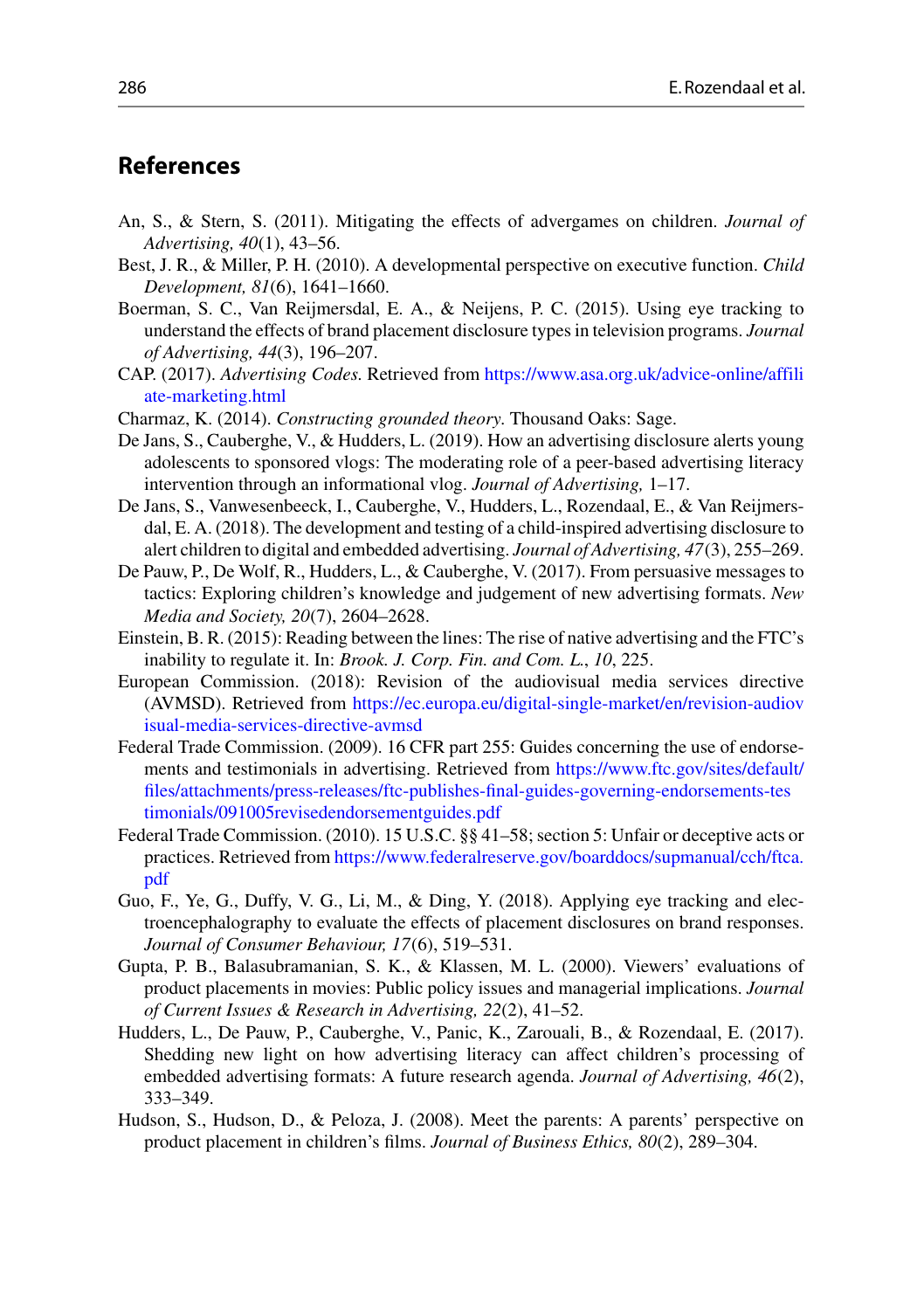## References

An, S., & Stern, S. (2011). Mitigating the effects of advergames on children. *Journal of Advertising, 40*(1), 43–56.

Best, J. R., & Miller, P. H. (2010). A developmental perspective on executive function. *Child Development, 81*(6), 1641–1660.

Boerman, S. C., Van Reijmersdal, E. A., & Neijens, P. C. (2015). Using eye tracking to understand the effects of brand placement disclosure types in television programs. *Journal of Advertising, 44*(3), 196–207.

CAP. (2017). *Advertising Codes.* Retrieved from https://www.asa.org.uk/advice-online/affiliate-marketing.html

Charmaz, K. (2014). *Constructing grounded theory.* Thousand Oaks: Sage.

De Jans, S., Cauberghe, V., & Hudders, L. (2019). How an advertising disclosure alerts young adolescents to sponsored vlogs: The moderating role of a peer-based advertising literacy intervention through an informational vlog. *Journal of Advertising,* 1–17.

De Jans, S., Vanwesenbeeck, I., Cauberghe, V., Hudders, L., Rozendaal, E., & Van Reijmersdal, E. A. (2018). The development and testing of a child-inspired advertising disclosure to alert children to digital and embedded advertising. *Journal of Advertising, 47*(3), 255–269.

De Pauw, P., De Wolf, R., Hudders, L., & Cauberghe, V. (2017). From persuasive messages to tactics: Exploring children's knowledge and judgement of new advertising formats. *New Media and Society, 20*(7), 2604–2628.

Einstein, B. R. (2015): Reading between the lines: The rise of native advertising and the FTC's inability to regulate it. In: *Brook. J. Corp. Fin. and Com. L., 10*, 225.

European Commission. (2018): Revision of the audiovisual media services directive (AVMSD). Retrieved from https://ec.europa.eu/digital-single-market/en/revision-audiovisual-media-services-directive-avmsd

Federal Trade Commission. (2009). 16 CFR part 255: Guides concerning the use of endorsements and testimonials in advertising. Retrieved from https://www.ftc.gov/sites/default/files/attachments/press-releases/ftc-publishes-final-guides-governing-endorsements-testimonials/091005revisedendorsementguides.pdf

Federal Trade Commission. (2010). 15 U.S.C. §§ 41–58; section 5: Unfair or deceptive acts or practices. Retrieved from https://www.federalreserve.gov/boarddocs/supmanual/cch/ftca.pdf

Guo, F., Ye, G., Duffy, V. G., Li, M., & Ding, Y. (2018). Applying eye tracking and electroencephalography to evaluate the effects of placement disclosures on brand responses. *Journal of Consumer Behaviour, 17*(6), 519–531.

Gupta, P. B., Balasubramanian, S. K., & Klassen, M. L. (2000). Viewers' evaluations of product placements in movies: Public policy issues and managerial implications. *Journal of Current Issues & Research in Advertising, 22*(2), 41–52.

Hudders, L., De Pauw, P., Cauberghe, V., Panic, K., Zarouali, B., & Rozendaal, E. (2017). Shedding new light on how advertising literacy can affect children's processing of embedded advertising formats: A future research agenda. *Journal of Advertising, 46*(2), 333–349.

Hudson, S., Hudson, D., & Peloza, J. (2008). Meet the parents: A parents' perspective on product placement in children's films. *Journal of Business Ethics, 80*(2), 289–304.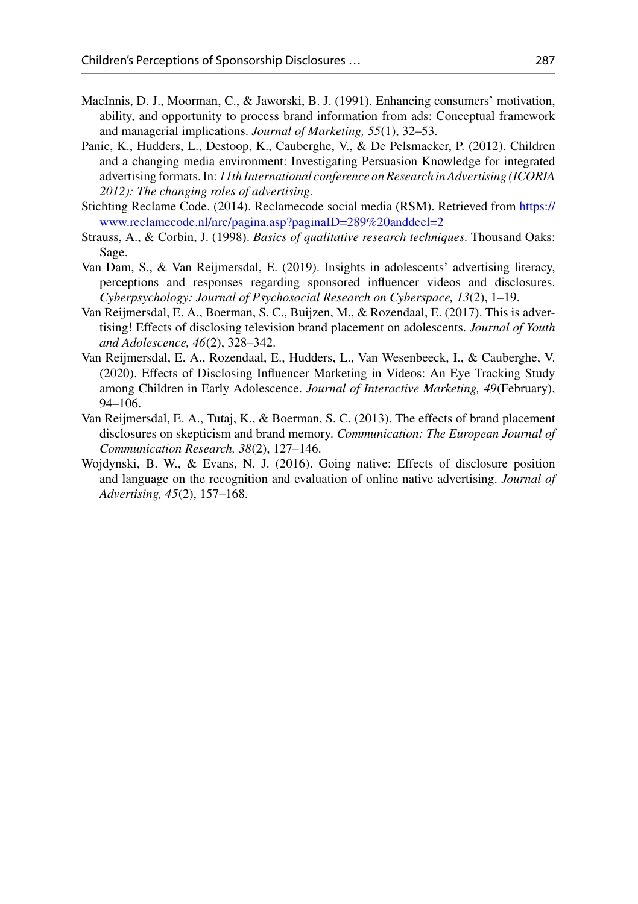MacInnis, D. J., Moorman, C., & Jaworski, B. J. (1991). Enhancing consumers' motivation, ability, and opportunity to process brand information from ads: Conceptual framework and managerial implications. *Journal of Marketing, 55*(1), 32–53.

Panic, K., Hudders, L., Destoop, K., Cauberghe, V., & De Pelsmacker, P. (2012). Children and a changing media environment: Investigating Persuasion Knowledge for integrated advertising formats. In: *11th International conference on Research in Advertising (ICORIA 2012): The changing roles of advertising*.

Stichting Reclame Code. (2014). Reclamecode social media (RSM). Retrieved from https://www.reclamecode.nl/nrc/pagina.asp?paginaID=289%20anddeel=2

Strauss, A., & Corbin, J. (1998). *Basics of qualitative research techniques*. Thousand Oaks: Sage.

Van Dam, S., & Van Reijmersdal, E. (2019). Insights in adolescents' advertising literacy, perceptions and responses regarding sponsored influencer videos and disclosures. *Cyberpsychology: Journal of Psychosocial Research on Cyberspace, 13*(2), 1–19.

Van Reijmersdal, E. A., Boerman, S. C., Buijzen, M., & Rozendaal, E. (2017). This is advertising! Effects of disclosing television brand placement on adolescents. *Journal of Youth and Adolescence, 46*(2), 328–342.

Van Reijmersdal, E. A., Rozendaal, E., Hudders, L., Van Wesenbeeck, I., & Cauberghe, V. (2020). Effects of Disclosing Influencer Marketing in Videos: An Eye Tracking Study among Children in Early Adolescence. *Journal of Interactive Marketing, 49*(February), 94–106.

Van Reijmersdal, E. A., Tutaj, K., & Boerman, S. C. (2013). The effects of brand placement disclosures on skepticism and brand memory. *Communication: The European Journal of Communication Research, 38*(2), 127–146.

Wojdynski, B. W., & Evans, N. J. (2016). Going native: Effects of disclosure position and language on the recognition and evaluation of online native advertising. *Journal of Advertising, 45*(2), 157–168.